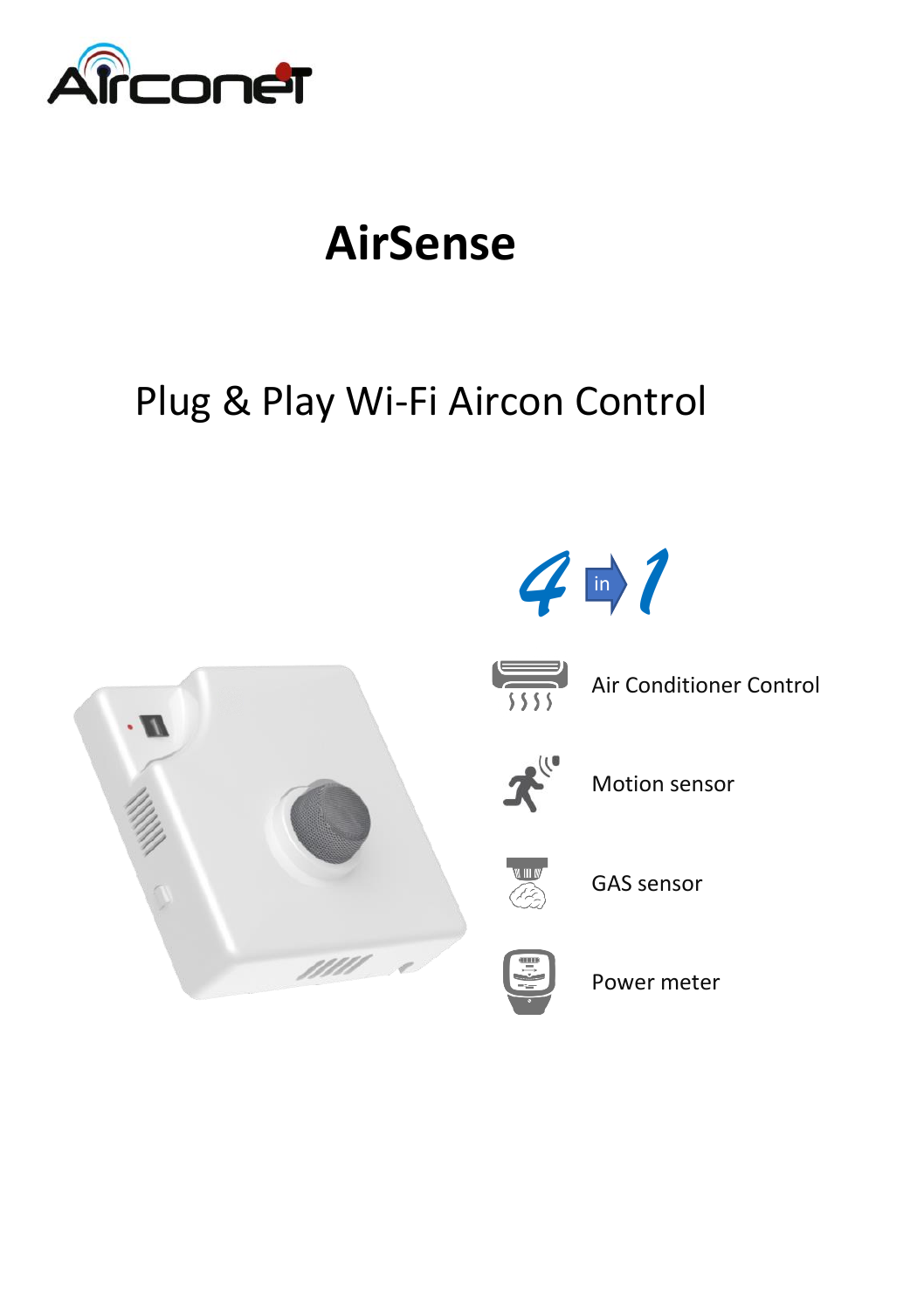# AirSense

## Plug & Play Wi-Fi Aircon Control

4 in 1

- Air Conditioner Control
- Motion sensor
- GAS sensor
- Power meter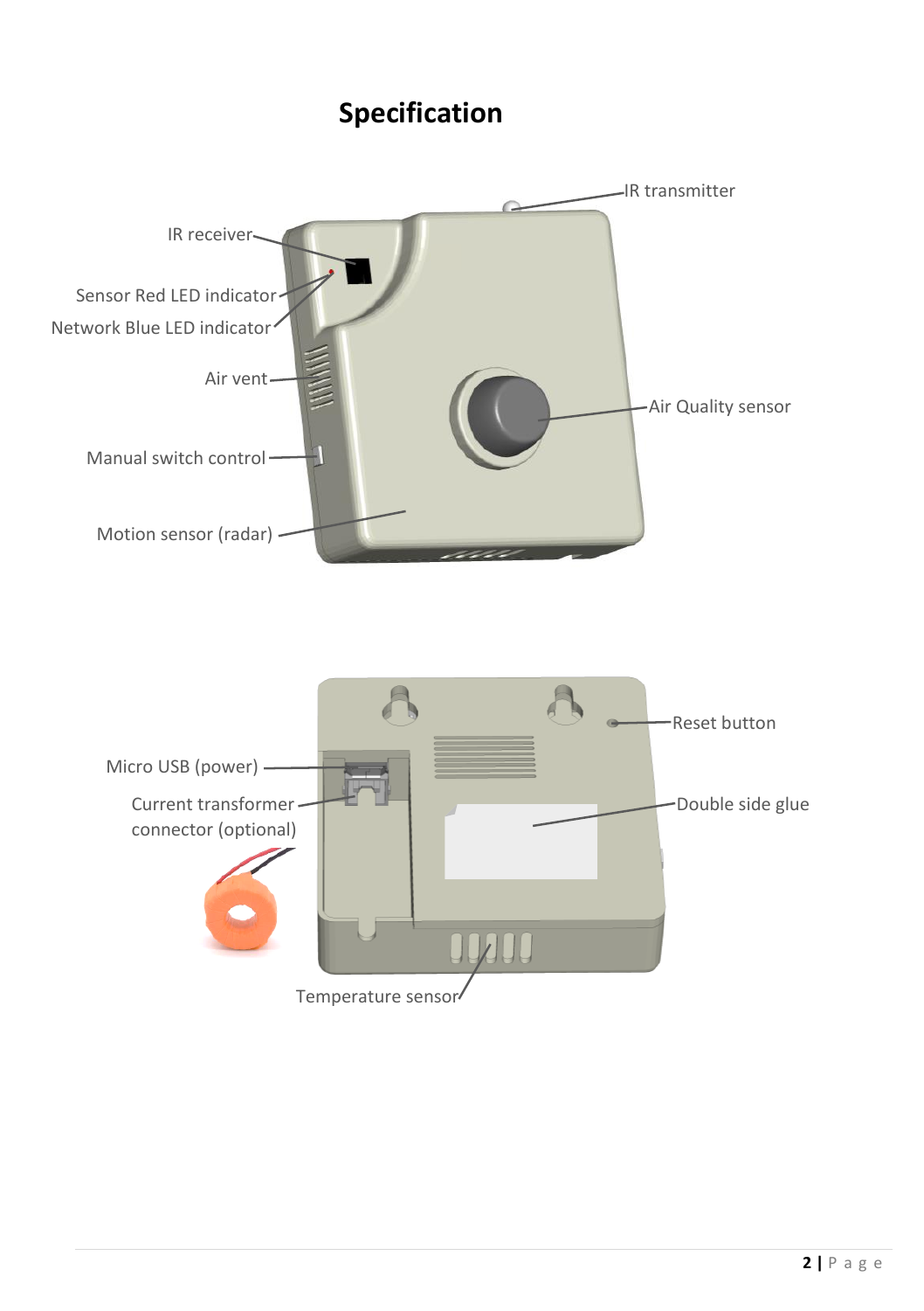# Specification

IR transmitter

IR receiver

Sensor Red LED indicator

Network Blue LED indicator

Air vent

Air Quality sensor

Manual switch control

Motion sensor (radar)

Reset button

Micro USB (power)

Current transformer connector (optional)

Double side glue

Temperature sensor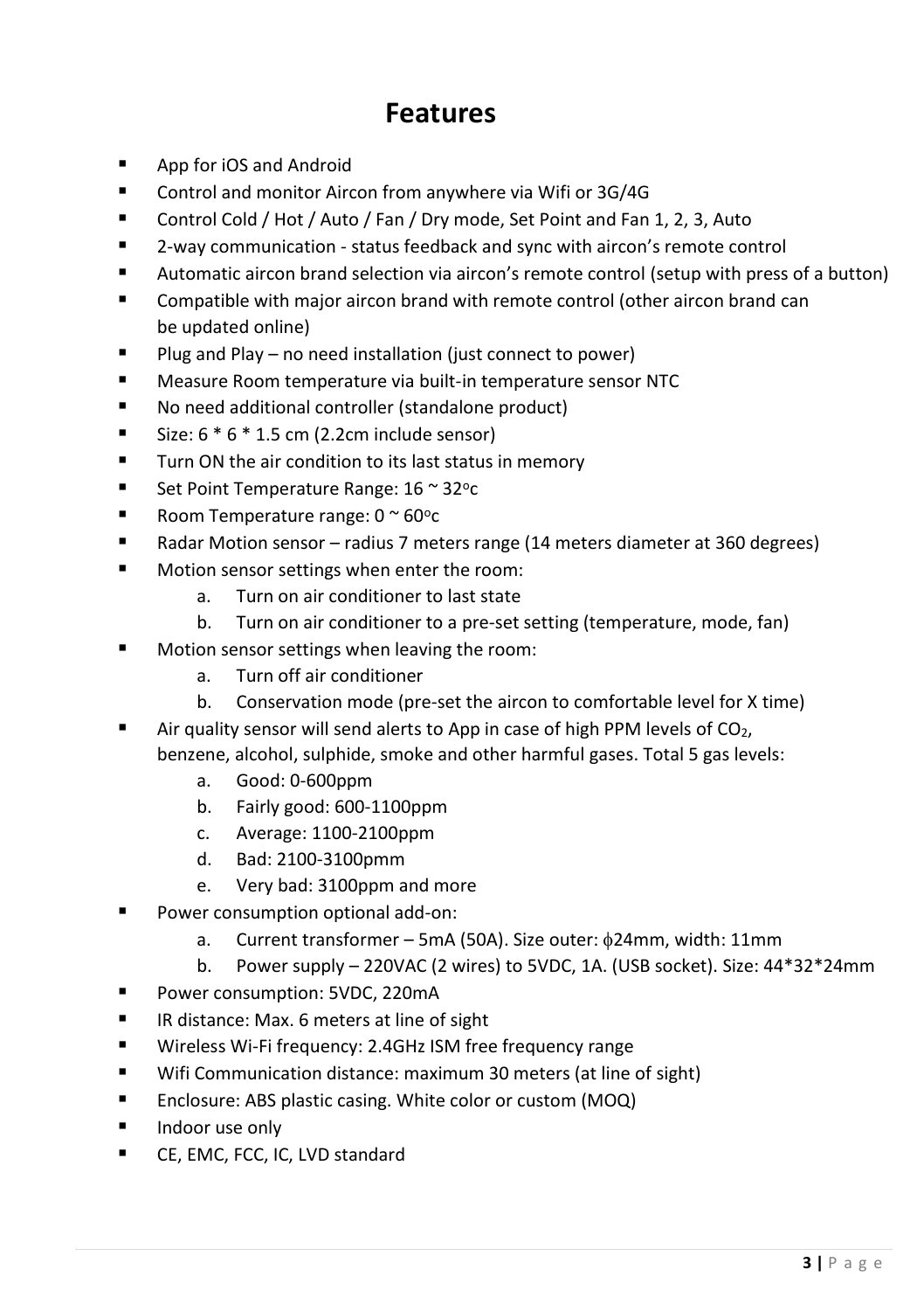# Features

- App for iOS and Android
- Control and monitor Aircon from anywhere via Wifi or 3G/4G
- Control Cold / Hot / Auto / Fan / Dry mode, Set Point and Fan 1, 2, 3, Auto
- 2-way communication - status feedback and sync with aircon's remote control
- Automatic aircon brand selection via aircon's remote control (setup with press of a button)
- Compatible with major aircon brand with remote control (other aircon brand can be updated online)
- Plug and Play – no need installation (just connect to power)
- Measure Room temperature via built-in temperature sensor NTC
- No need additional controller (standalone product)
- Size: 6 * 6 * 1.5 cm (2.2cm include sensor)
- Turn ON the air condition to its last status in memory
- Set Point Temperature Range: 16 ~ 32$^{o}$c
- Room Temperature range: 0 ~ 60$^{o}$c
- Radar Motion sensor – radius 7 meters range (14 meters diameter at 360 degrees)
- Motion sensor settings when enter the room:
    a. Turn on air conditioner to last state
    b. Turn on air conditioner to a pre-set setting (temperature, mode, fan)
- Motion sensor settings when leaving the room:
    a. Turn off air conditioner
    b. Conservation mode (pre-set the aircon to comfortable level for X time)
- Air quality sensor will send alerts to App in case of high PPM levels of $CO_2$, benzene, alcohol, sulphide, smoke and other harmful gases. Total 5 gas levels:
    a. Good: 0-600ppm
    b. Fairly good: 600-1100ppm
    c. Average: 1100-2100ppm
    d. Bad: 2100-3100pmm
    e. Very bad: 3100ppm and more
- Power consumption optional add-on:
    a. Current transformer – 5mA (50A). Size outer: $\phi$24mm, width: 11mm
    b. Power supply – 220VAC (2 wires) to 5VDC, 1A. (USB socket). Size: 44*32*24mm
- Power consumption: 5VDC, 220mA
- IR distance: Max. 6 meters at line of sight
- Wireless Wi-Fi frequency: 2.4GHz ISM free frequency range
- Wifi Communication distance: maximum 30 meters (at line of sight)
- Enclosure: ABS plastic casing. White color or custom (MOQ)
- Indoor use only
- CE, EMC, FCC, IC, LVD standard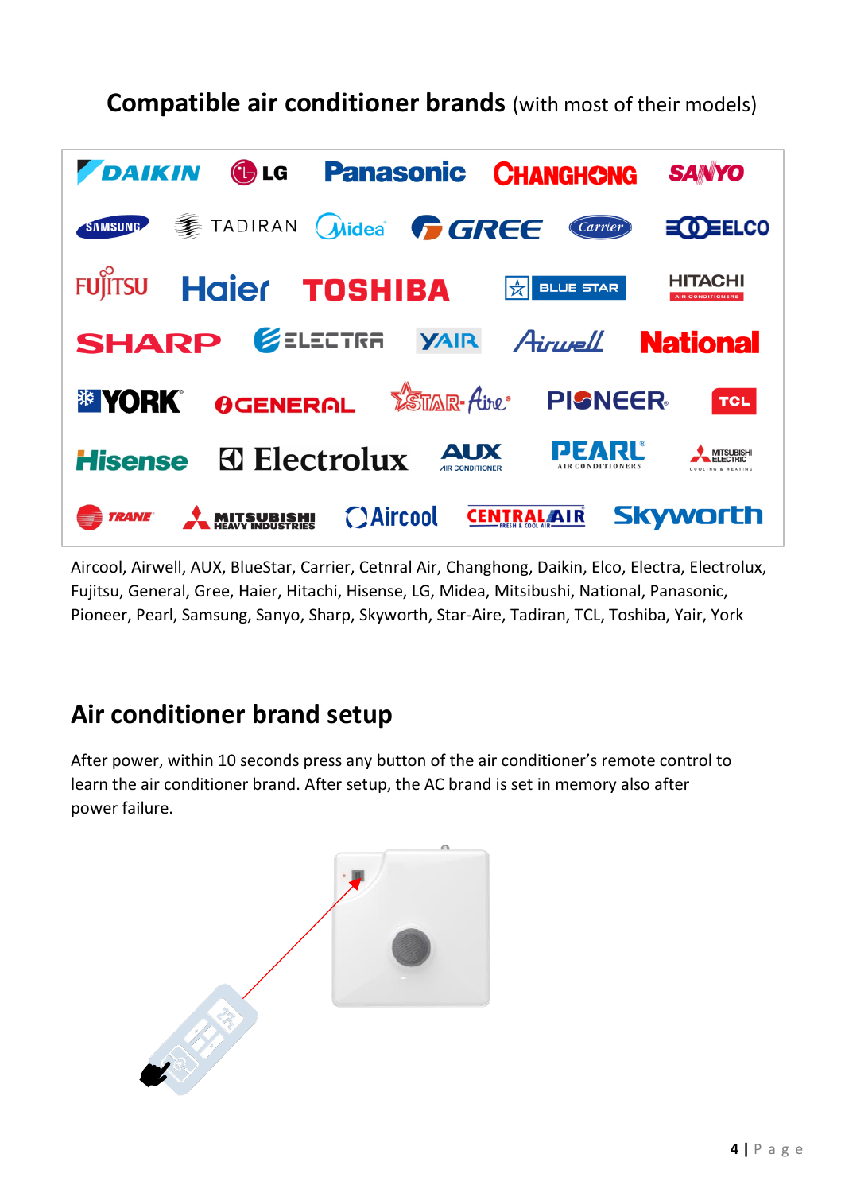## Compatible air conditioner brands (with most of their models)

Aircool, Airwell, AUX, BlueStar, Carrier, Cetnral Air, Changhong, Daikin, Elco, Electra, Electrolux, Fujitsu, General, Gree, Haier, Hitachi, Hisense, LG, Midea, Mitsibushi, National, Panasonic, Pioneer, Pearl, Samsung, Sanyo, Sharp, Skyworth, Star-Aire, Tadiran, TCL, Toshiba, Yair, York

## Air conditioner brand setup

After power, within 10 seconds press any button of the air conditioner's remote control to learn the air conditioner brand. After setup, the AC brand is set in memory also after power failure.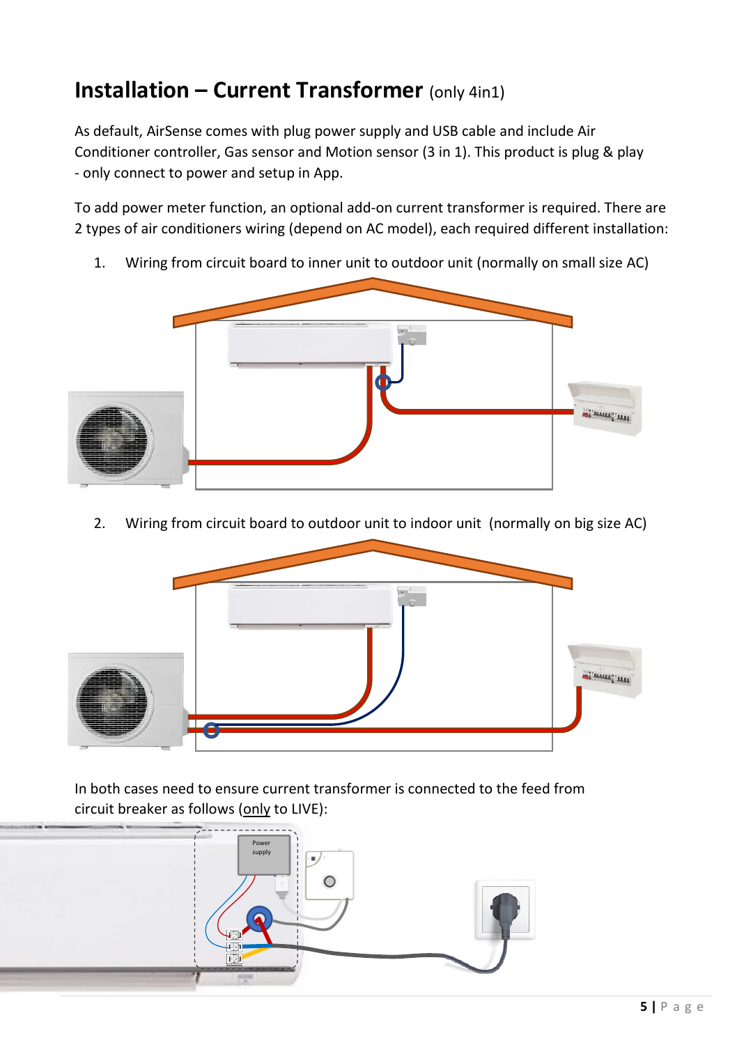# Installation – Current Transformer (only 4in1)

As default, AirSense comes with plug power supply and USB cable and include Air Conditioner controller, Gas sensor and Motion sensor (3 in 1). This product is plug & play - only connect to power and setup in App.

To add power meter function, an optional add-on current transformer is required. There are 2 types of air conditioners wiring (depend on AC model), each required different installation:

1. Wiring from circuit board to inner unit to outdoor unit (normally on small size AC)

2. Wiring from circuit board to outdoor unit to indoor unit (normally on big size AC)

In both cases need to ensure current transformer is connected to the feed from circuit breaker as follows (only to LIVE):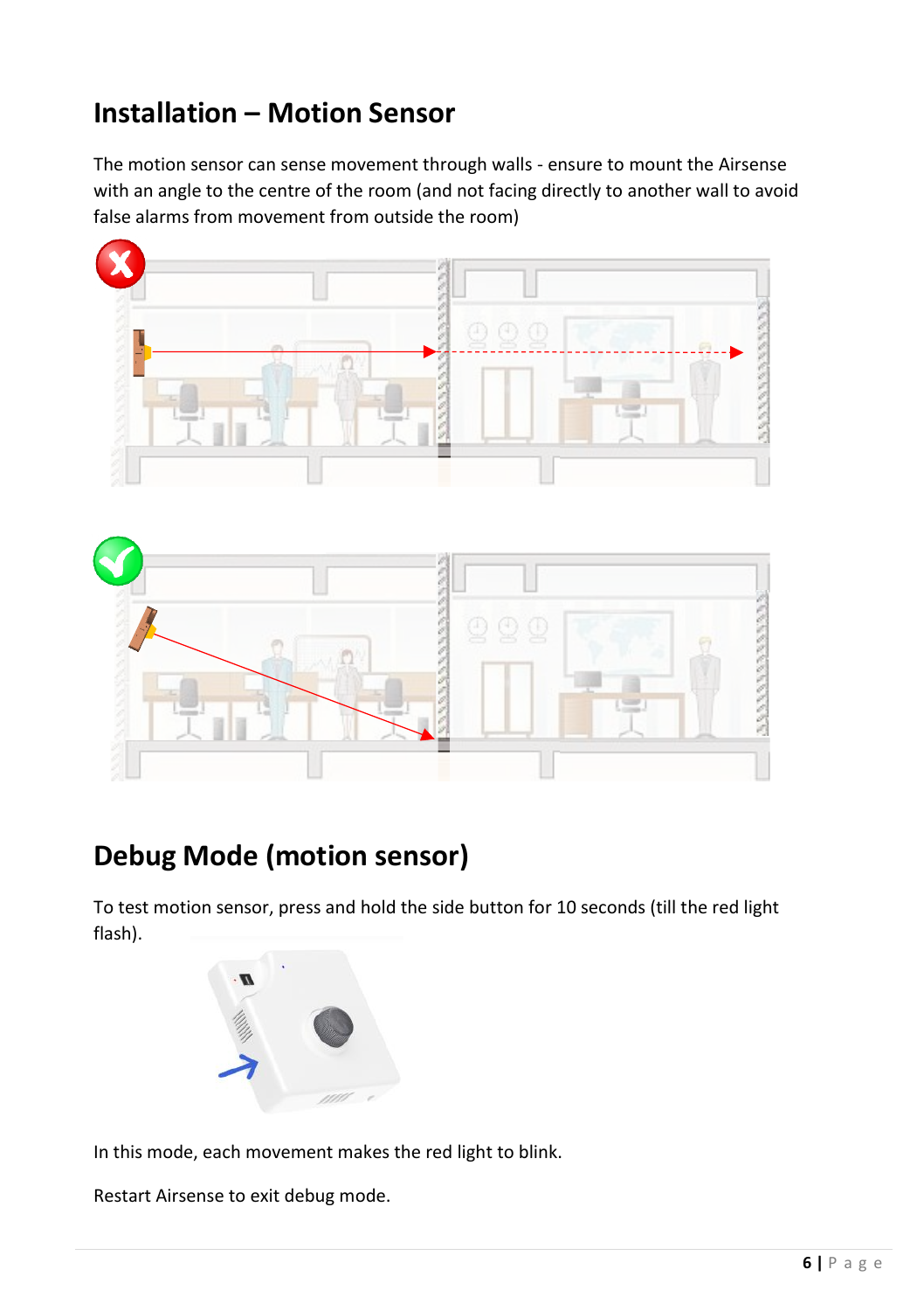## Installation – Motion Sensor

The motion sensor can sense movement through walls - ensure to mount the Airsense with an angle to the centre of the room (and not facing directly to another wall to avoid false alarms from movement from outside the room)

## Debug Mode (motion sensor)

To test motion sensor, press and hold the side button for 10 seconds (till the red light flash).

In this mode, each movement makes the red light to blink.

Restart Airsense to exit debug mode.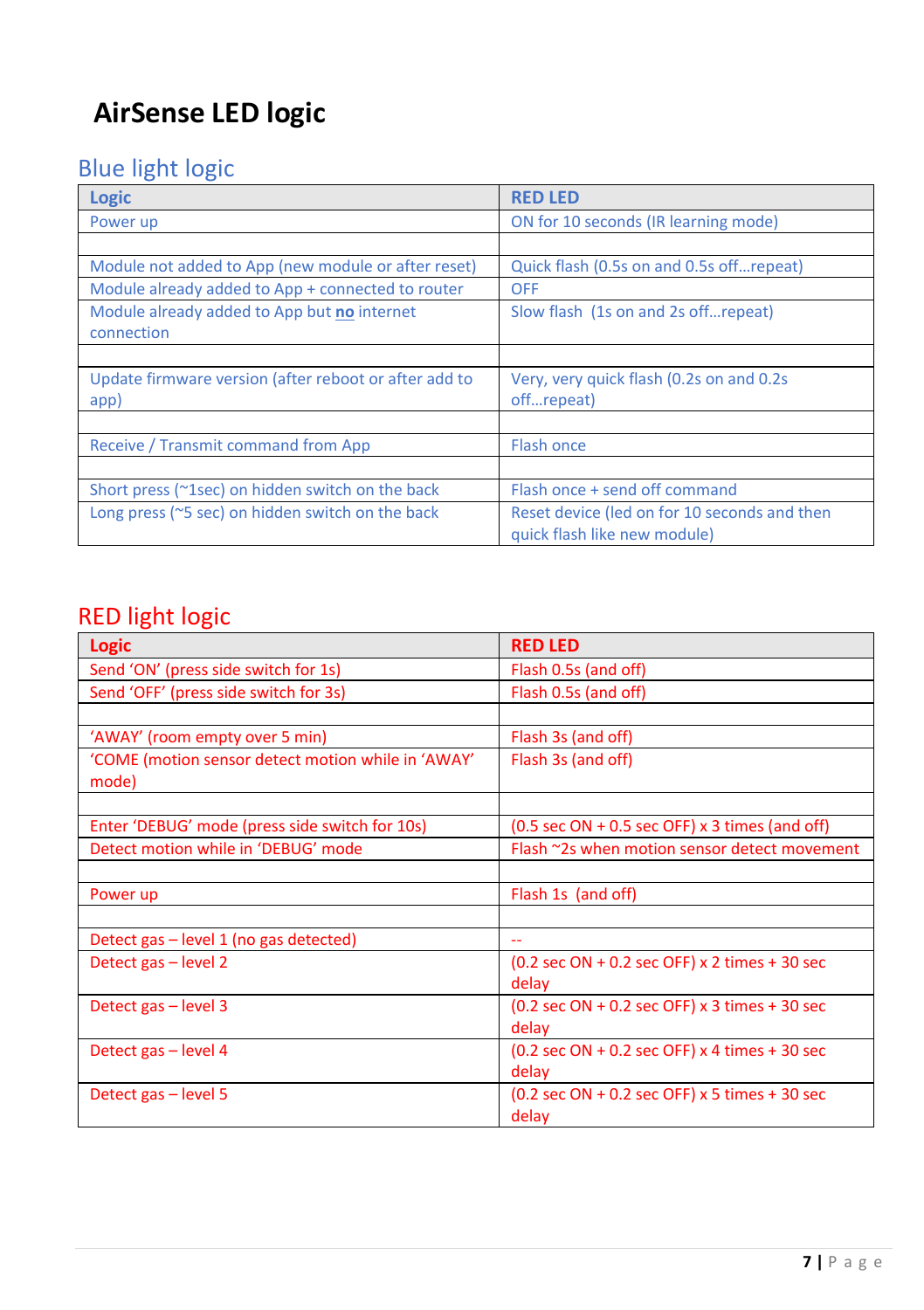# AirSense LED logic

## Blue light logic

| Logic | RED LED |
|---|---|
| Power up | ON for 10 seconds (IR learning mode) |
| | |
| Module not added to App (new module or after reset) | Quick flash (0.5s on and 0.5s off…repeat) |
| Module already added to App + connected to router | OFF |
| Module already added to App but **no** internet connection | Slow flash (1s on and 2s off…repeat) |
| | |
| Update firmware version (after reboot or after add to app) | Very, very quick flash (0.2s on and 0.2s off…repeat) |
| | |
| Receive / Transmit command from App | Flash once |
| | |
| Short press (~1sec) on hidden switch on the back | Flash once + send off command |
| Long press (~5 sec) on hidden switch on the back | Reset device (led on for 10 seconds and then quick flash like new module) |

## RED light logic

| Logic | RED LED |
|---|---|
| Send 'ON' (press side switch for 1s) | Flash 0.5s (and off) |
| Send 'OFF' (press side switch for 3s) | Flash 0.5s (and off) |
| | |
| 'AWAY' (room empty over 5 min) | Flash 3s (and off) |
| 'COME (motion sensor detect motion while in 'AWAY' mode) | Flash 3s (and off) |
| | |
| Enter 'DEBUG' mode (press side switch for 10s) | (0.5 sec ON + 0.5 sec OFF) x 3 times (and off) |
| Detect motion while in 'DEBUG' mode | Flash ~2s when motion sensor detect movement |
| | |
| Power up | Flash 1s (and off) |
| | |
| Detect gas – level 1 (no gas detected) | -- |
| Detect gas – level 2 | (0.2 sec ON + 0.2 sec OFF) x 2 times + 30 sec delay |
| Detect gas – level 3 | (0.2 sec ON + 0.2 sec OFF) x 3 times + 30 sec delay |
| Detect gas – level 4 | (0.2 sec ON + 0.2 sec OFF) x 4 times + 30 sec delay |
| Detect gas – level 5 | (0.2 sec ON + 0.2 sec OFF) x 5 times + 30 sec delay |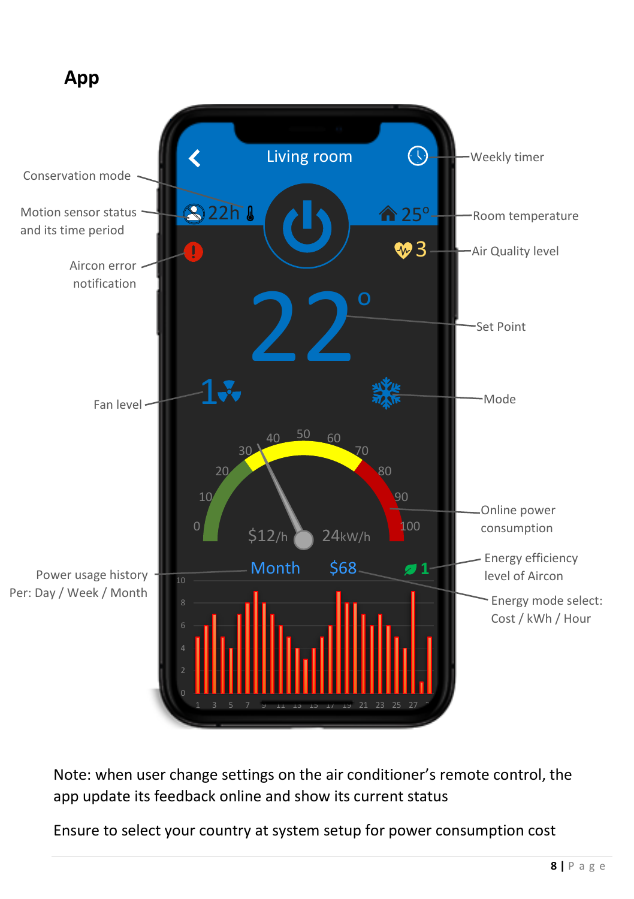## App

Living room

Weekly timer

Conservation mode

Motion sensor status and its time period

22h

25°

Room temperature

3

Air Quality level

Aircon error notification

22°

Set Point

Fan level

Mode

Online power consumption

$12/h

24kW/h

Power usage history Per: Day / Week / Month

Month $68

Energy efficiency level of Aircon

Energy mode select: Cost / kWh / Hour

Note: when user change settings on the air conditioner's remote control, the app update its feedback online and show its current status

Ensure to select your country at system setup for power consumption cost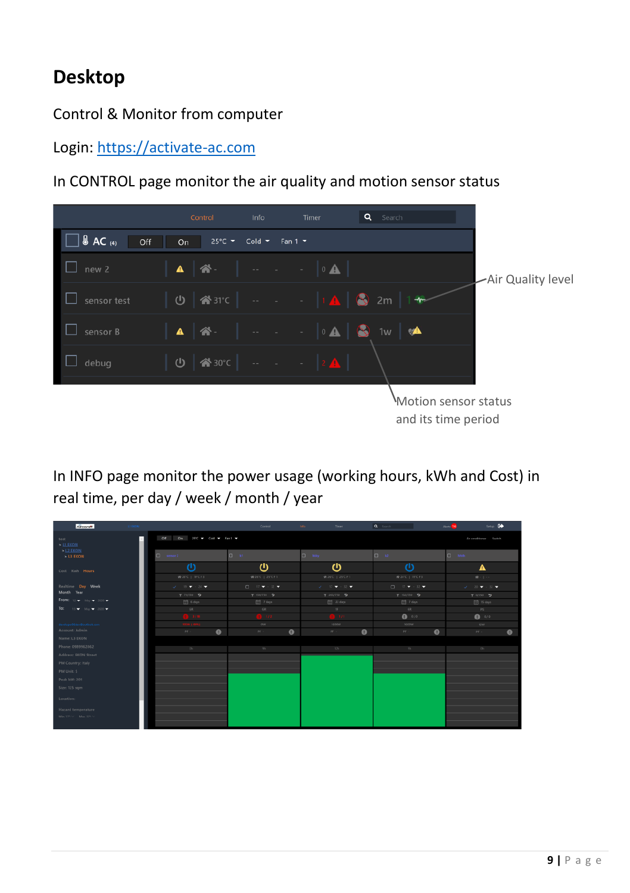# Desktop

Control & Monitor from computer

Login: https://activate-ac.com

In CONTROL page monitor the air quality and motion sensor status

Air Quality level

Motion sensor status and its time period

In INFO page monitor the power usage (working hours, kWh and Cost) in real time, per day / week / month / year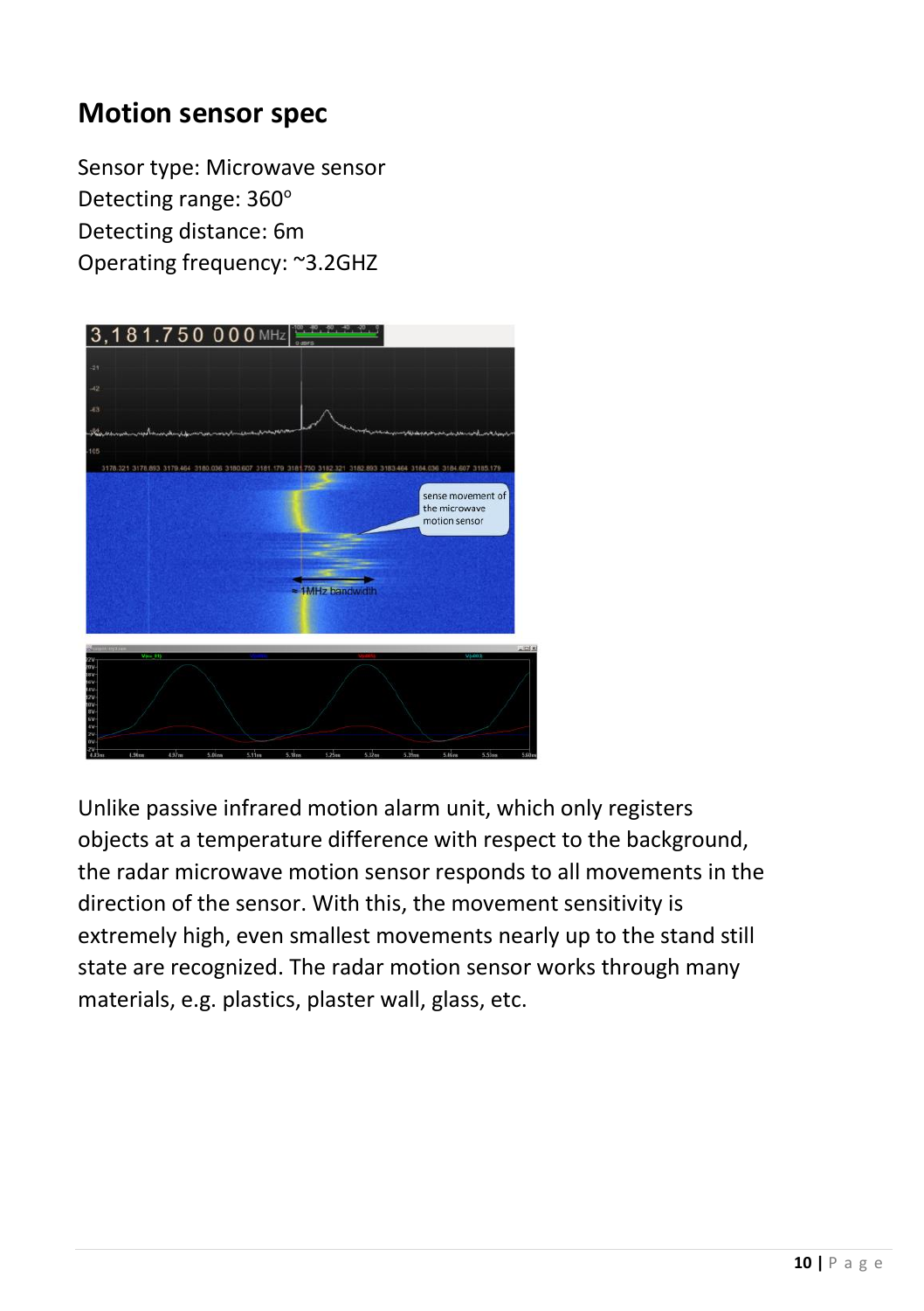## Motion sensor spec

Sensor type: Microwave sensor
Detecting range: 360°
Detecting distance: 6m
Operating frequency: ~3.2GHZ

Unlike passive infrared motion alarm unit, which only registers objects at a temperature difference with respect to the background, the radar microwave motion sensor responds to all movements in the direction of the sensor. With this, the movement sensitivity is extremely high, even smallest movements nearly up to the stand still state are recognized. The radar motion sensor works through many materials, e.g. plastics, plaster wall, glass, etc.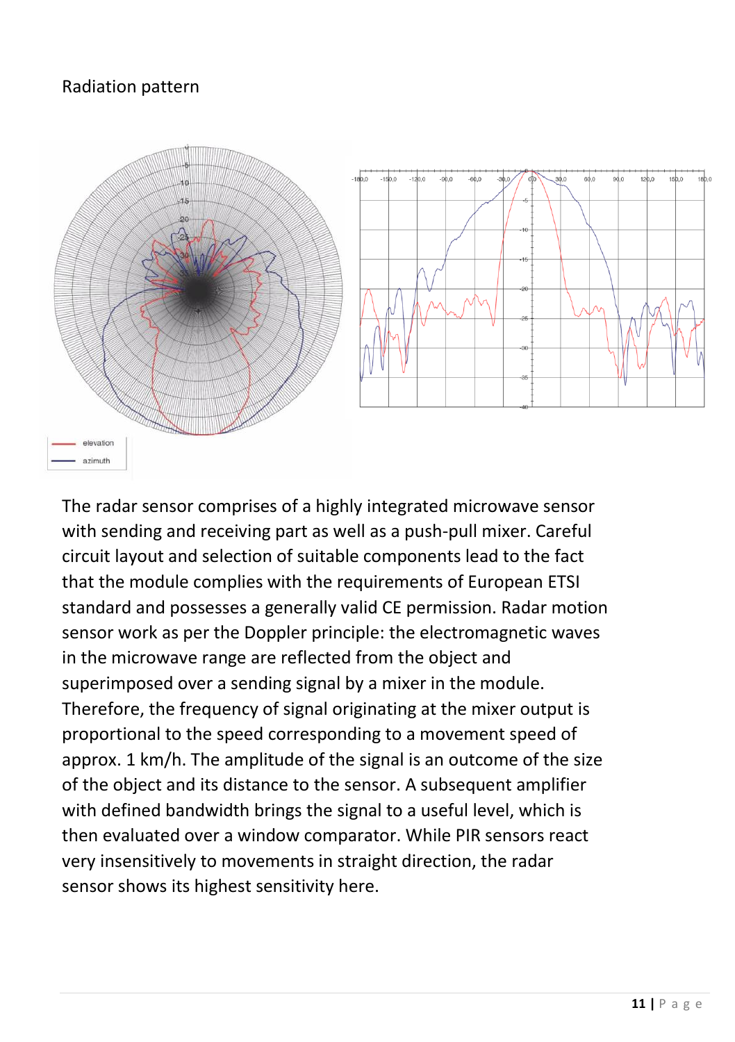Radation pattern

elevation

azimuth

-180,0 -150,0 -120,0 -90,0 -60,0 -30,0 0,0 30,0 60,0 90,0 120,0 150,0 180,0

-5 -10 -15 -20 -25 -30 -35 -40

The radar sensor comprises of a highly integrated microwave sensor with sending and receiving part as well as a push-pull mixer. Careful circuit layout and selection of suitable components lead to the fact that the module complies with the requirements of European ETSI standard and possesses a generally valid CE permission. Radar motion sensor work as per the Doppler principle: the electromagnetic waves in the microwave range are reflected from the object and superimposed over a sending signal by a mixer in the module. Therefore, the frequency of signal originating at the mixer output is proportional to the speed corresponding to a movement speed of approx. 1 km/h. The amplitude of the signal is an outcome of the size of the object and its distance to the sensor. A subsequent amplifier with defined bandwidth brings the signal to a useful level, which is then evaluated over a window comparator. While PIR sensors react very insensitively to movements in straight direction, the radar sensor shows its highest sensitivity here.